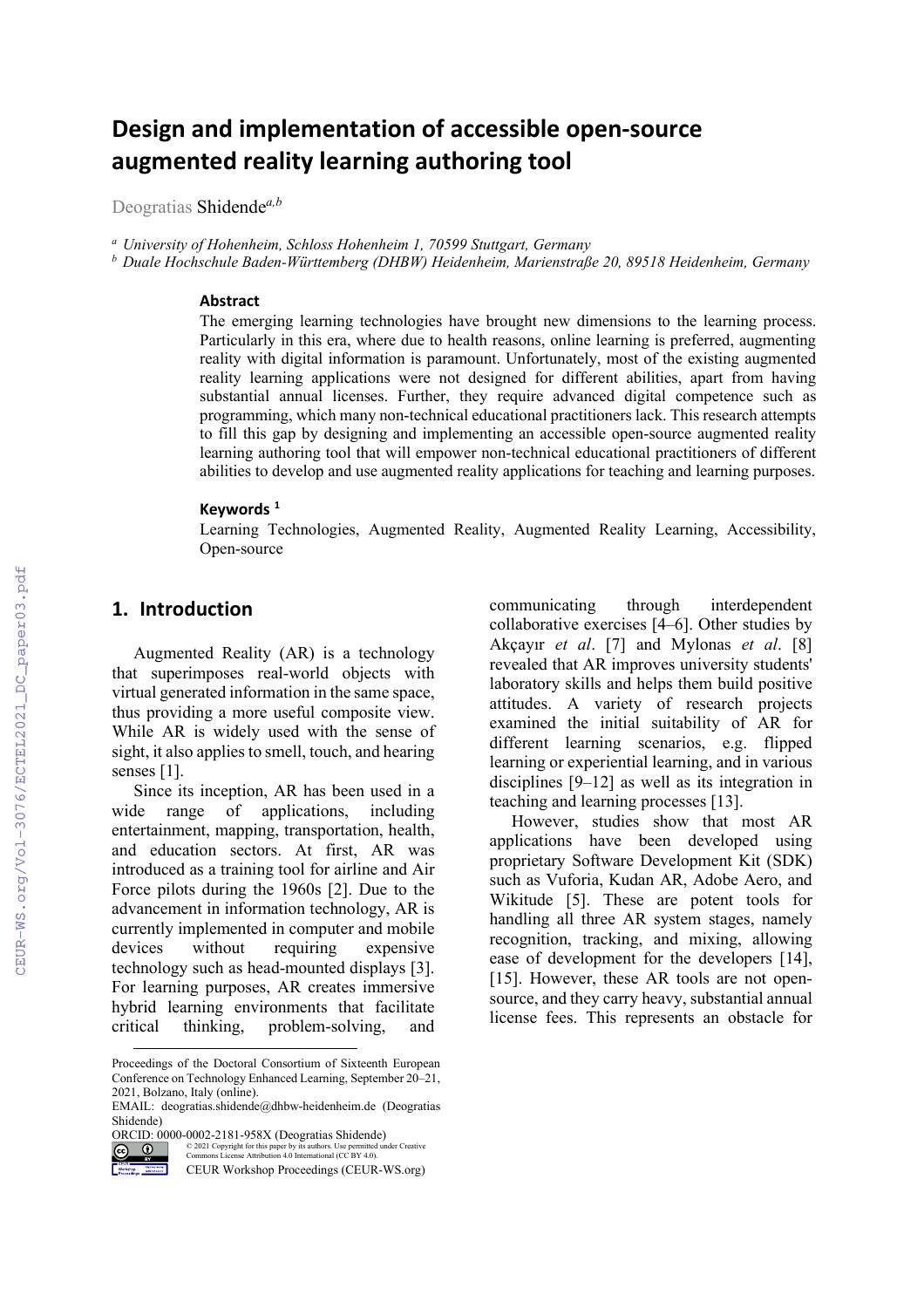# Design and implementation of accessible open-source augmented reality learning authoring tool

Deogratias Shidende[a,b]

[a] *University of Hohenheim, Schloss Hohenheim 1, 70599 Stuttgart, Germany*
[b] *Duale Hochschule Baden-Württemberg (DHBW) Heidenheim, Marienstraße 20, 89518 Heidenheim, Germany*

### Abstract

The emerging learning technologies have brought new dimensions to the learning process. Particularly in this era, where due to health reasons, online learning is preferred, augmenting reality with digital information is paramount. Unfortunately, most of the existing augmented reality learning applications were not designed for different abilities, apart from having substantial annual licenses. Further, they require advanced digital competence such as programming, which many non-technical educational practitioners lack. This research attempts to fill this gap by designing and implementing an accessible open-source augmented reality learning authoring tool that will empower non-technical educational practitioners of different abilities to develop and use augmented reality applications for teaching and learning purposes.

### Keywords [1]

Learning Technologies, Augmented Reality, Augmented Reality Learning, Accessibility, Open-source

## 1. Introduction

Augmented Reality (AR) is a technology that superimposes real-world objects with virtual generated information in the same space, thus providing a more useful composite view. While AR is widely used with the sense of sight, it also applies to smell, touch, and hearing senses [1].

Since its inception, AR has been used in a wide range of applications, including entertainment, mapping, transportation, health, and education sectors. At first, AR was introduced as a training tool for airline and Air Force pilots during the 1960s [2]. Due to the advancement in information technology, AR is currently implemented in computer and mobile devices without requiring expensive technology such as head-mounted displays [3]. For learning purposes, AR creates immersive hybrid learning environments that facilitate critical thinking, problem-solving, and communicating through interdependent collaborative exercises [4–6]. Other studies by Akçayır *et al*. [7] and Mylonas *et al*. [8] revealed that AR improves university students' laboratory skills and helps them build positive attitudes. A variety of research projects examined the initial suitability of AR for different learning scenarios, e.g. flipped learning or experiential learning, and in various disciplines [9–12] as well as its integration in teaching and learning processes [13].

However, studies show that most AR applications have been developed using proprietary Software Development Kit (SDK) such as Vuforia, Kudan AR, Adobe Aero, and Wikitude [5]. These are potent tools for handling all three AR system stages, namely recognition, tracking, and mixing, allowing ease of development for the developers [14], [15]. However, these AR tools are not open-source, and they carry heavy, substantial annual license fees. This represents an obstacle for

---

Proceedings of the Doctoral Consortium of Sixteenth European Conference on Technology Enhanced Learning, September 20–21, 2021, Bolzano, Italy (online).
EMAIL: deogratias.shidende@dhbw-heidenheim.de (Deogratias Shidende)
ORCID: 0000-0002-2181-958X (Deogratias Shidende)
© 2021 Copyright for this paper by its authors. Use permitted under Creative Commons License Attribution 4.0 International (CC BY 4.0).
CEUR Workshop Proceedings (CEUR-WS.org)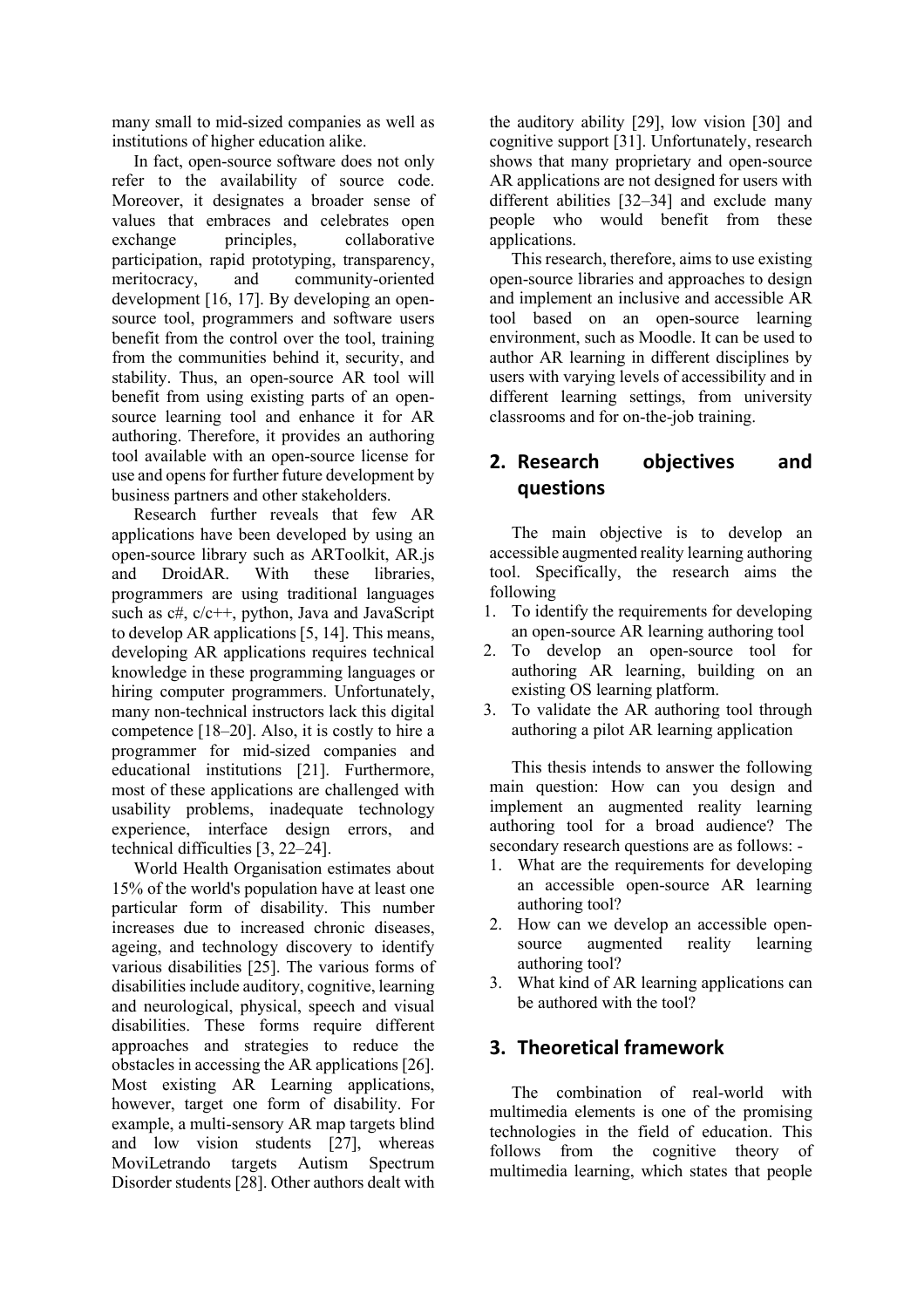many small to mid-sized companies as well as institutions of higher education alike.

In fact, open-source software does not only refer to the availability of source code. Moreover, it designates a broader sense of values that embraces and celebrates open exchange principles, collaborative participation, rapid prototyping, transparency, meritocracy, and community-oriented development [16, 17]. By developing an open-source tool, programmers and software users benefit from the control over the tool, training from the communities behind it, security, and stability. Thus, an open-source AR tool will benefit from using existing parts of an open-source learning tool and enhance it for AR authoring. Therefore, it provides an authoring tool available with an open-source license for use and opens for further future development by business partners and other stakeholders.

Research further reveals that few AR applications have been developed by using an open-source library such as ARToolkit, AR.js and DroidAR. With these libraries, programmers are using traditional languages such as c#, c/c++, python, Java and JavaScript to develop AR applications [5, 14]. This means, developing AR applications requires technical knowledge in these programming languages or hiring computer programmers. Unfortunately, many non-technical instructors lack this digital competence [18–20]. Also, it is costly to hire a programmer for mid-sized companies and educational institutions [21]. Furthermore, most of these applications are challenged with usability problems, inadequate technology experience, interface design errors, and technical difficulties [3, 22–24].

World Health Organisation estimates about 15% of the world's population have at least one particular form of disability. This number increases due to increased chronic diseases, ageing, and technology discovery to identify various disabilities [25]. The various forms of disabilities include auditory, cognitive, learning and neurological, physical, speech and visual disabilities. These forms require different approaches and strategies to reduce the obstacles in accessing the AR applications [26]. Most existing AR Learning applications, however, target one form of disability. For example, a multi-sensory AR map targets blind and low vision students [27], whereas MoviLetrando targets Autism Spectrum Disorder students [28]. Other authors dealt with the auditory ability [29], low vision [30] and cognitive support [31]. Unfortunately, research shows that many proprietary and open-source AR applications are not designed for users with different abilities [32–34] and exclude many people who would benefit from these applications.

This research, therefore, aims to use existing open-source libraries and approaches to design and implement an inclusive and accessible AR tool based on an open-source learning environment, such as Moodle. It can be used to author AR learning in different disciplines by users with varying levels of accessibility and in different learning settings, from university classrooms and for on-the-job training.

## 2. Research objectives and questions

The main objective is to develop an accessible augmented reality learning authoring tool. Specifically, the research aims the following

1. To identify the requirements for developing an open-source AR learning authoring tool
2. To develop an open-source tool for authoring AR learning, building on an existing OS learning platform.
3. To validate the AR authoring tool through authoring a pilot AR learning application

This thesis intends to answer the following main question: How can you design and implement an augmented reality learning authoring tool for a broad audience? The secondary research questions are as follows: -

1. What are the requirements for developing an accessible open-source AR learning authoring tool?
2. How can we develop an accessible open-source augmented reality learning authoring tool?
3. What kind of AR learning applications can be authored with the tool?

## 3. Theoretical framework

The combination of real-world with multimedia elements is one of the promising technologies in the field of education. This follows from the cognitive theory of multimedia learning, which states that people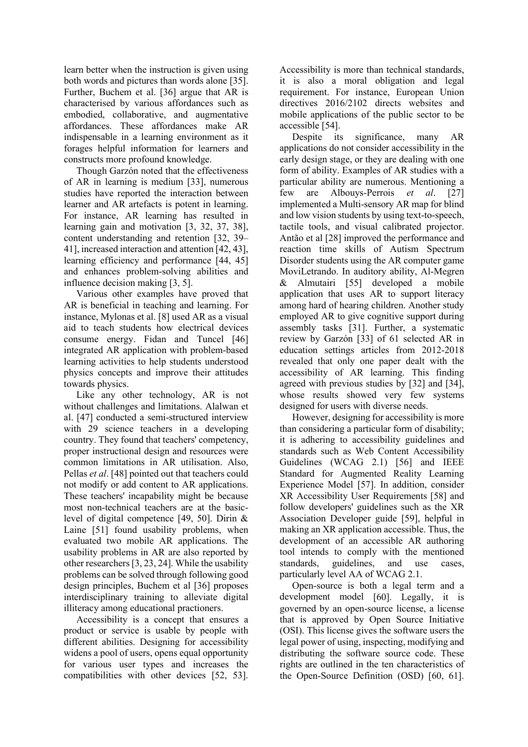learn better when the instruction is given using both words and pictures than words alone [35]. Further, Buchem et al. [36] argue that AR is characterised by various affordances such as embodied, collaborative, and augmentative affordances. These affordances make AR indispensable in a learning environment as it forages helpful information for learners and constructs more profound knowledge.

Though Garzón noted that the effectiveness of AR in learning is medium [33], numerous studies have reported the interaction between learner and AR artefacts is potent in learning. For instance, AR learning has resulted in learning gain and motivation [3, 32, 37, 38], content understanding and retention [32, 39–41], increased interaction and attention [42, 43], learning efficiency and performance [44, 45] and enhances problem-solving abilities and influence decision making [3, 5].

Various other examples have proved that AR is beneficial in teaching and learning. For instance, Mylonas et al. [8] used AR as a visual aid to teach students how electrical devices consume energy. Fidan and Tuncel [46] integrated AR application with problem-based learning activities to help students understood physics concepts and improve their attitudes towards physics.

Like any other technology, AR is not without challenges and limitations. Alalwan et al. [47] conducted a semi-structured interview with 29 science teachers in a developing country. They found that teachers' competency, proper instructional design and resources were common limitations in AR utilisation. Also, Pellas *et al*. [48] pointed out that teachers could not modify or add content to AR applications. These teachers' incapability might be because most non-technical teachers are at the basic-level of digital competence [49, 50]. Dirin & Laine [51] found usability problems, when evaluated two mobile AR applications. The usability problems in AR are also reported by other researchers [3, 23, 24]. While the usability problems can be solved through following good design principles, Buchem et al [36] proposes interdisciplinary training to alleviate digital illiteracy among educational practioners.

Accessibility is a concept that ensures a product or service is usable by people with different abilities. Designing for accessibility widens a pool of users, opens equal opportunity for various user types and increases the compatibilities with other devices [52, 53]. Accessibility is more than technical standards, it is also a moral obligation and legal requirement. For instance, European Union directives 2016/2102 directs websites and mobile applications of the public sector to be accessible [54].

Despite its significance, many AR applications do not consider accessibility in the early design stage, or they are dealing with one form of ability. Examples of AR studies with a particular ability are numerous. Mentioning a few are Albouys-Perrois *et al*. [27] implemented a Multi-sensory AR map for blind and low vision students by using text-to-speech, tactile tools, and visual calibrated projector. Antão et al [28] improved the performance and reaction time skills of Autism Spectrum Disorder students using the AR computer game MoviLetrando. In auditory ability, Al-Megren & Almutairi [55] developed a mobile application that uses AR to support literacy among hard of hearing children. Another study employed AR to give cognitive support during assembly tasks [31]. Further, a systematic review by Garzón [33] of 61 selected AR in education settings articles from 2012-2018 revealed that only one paper dealt with the accessibility of AR learning. This finding agreed with previous studies by [32] and [34], whose results showed very few systems designed for users with diverse needs.

However, designing for accessibility is more than considering a particular form of disability; it is adhering to accessibility guidelines and standards such as Web Content Accessibility Guidelines (WCAG 2.1) [56] and IEEE Standard for Augmented Reality Learning Experience Model [57]. In addition, consider XR Accessibility User Requirements [58] and follow developers' guidelines such as the XR Association Developer guide [59], helpful in making an XR application accessible. Thus, the development of an accessible AR authoring tool intends to comply with the mentioned standards, guidelines, and use cases, particularly level AA of WCAG 2.1.

Open-source is both a legal term and a development model [60]. Legally, it is governed by an open-source license, a license that is approved by Open Source Initiative (OSI). This license gives the software users the legal power of using, inspecting, modifying and distributing the software source code. These rights are outlined in the ten characteristics of the Open-Source Definition (OSD) [60, 61].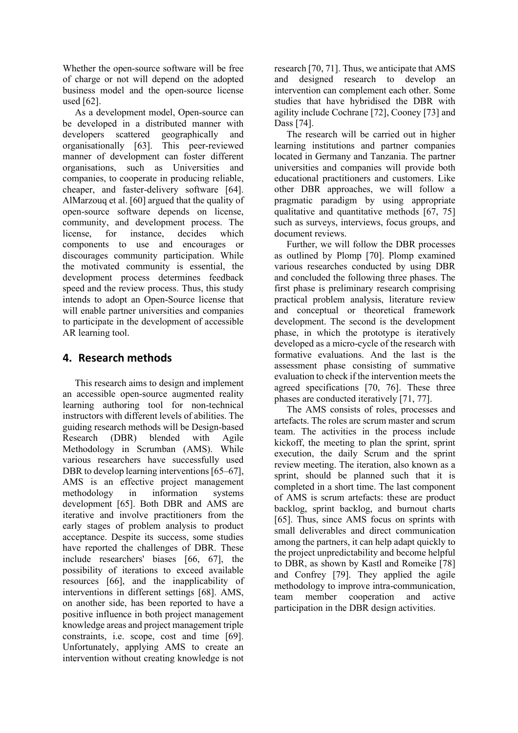Whether the open-source software will be free of charge or not will depend on the adopted business model and the open-source license used [62].

As a development model, Open-source can be developed in a distributed manner with developers scattered geographically and organisationally [63]. This peer-reviewed manner of development can foster different organisations, such as Universities and companies, to cooperate in producing reliable, cheaper, and faster-delivery software [64]. AlMarzouq et al. [60] argued that the quality of open-source software depends on license, community, and development process. The license, for instance, decides which components to use and encourages or discourages community participation. While the motivated community is essential, the development process determines feedback speed and the review process. Thus, this study intends to adopt an Open-Source license that will enable partner universities and companies to participate in the development of accessible AR learning tool.

## 4. Research methods

This research aims to design and implement an accessible open-source augmented reality learning authoring tool for non-technical instructors with different levels of abilities. The guiding research methods will be Design-based Research (DBR) blended with Agile Methodology in Scrumban (AMS). While various researchers have successfully used DBR to develop learning interventions [65–67], AMS is an effective project management methodology in information systems development [65]. Both DBR and AMS are iterative and involve practitioners from the early stages of problem analysis to product acceptance. Despite its success, some studies have reported the challenges of DBR. These include researchers' biases [66, 67], the possibility of iterations to exceed available resources [66], and the inapplicability of interventions in different settings [68]. AMS, on another side, has been reported to have a positive influence in both project management knowledge areas and project management triple constraints, i.e. scope, cost and time [69]. Unfortunately, applying AMS to create an intervention without creating knowledge is not research [70, 71]. Thus, we anticipate that AMS and designed research to develop an intervention can complement each other. Some studies that have hybridised the DBR with agility include Cochrane [72], Cooney [73] and Dass [74].

The research will be carried out in higher learning institutions and partner companies located in Germany and Tanzania. The partner universities and companies will provide both educational practitioners and customers. Like other DBR approaches, we will follow a pragmatic paradigm by using appropriate qualitative and quantitative methods [67, 75] such as surveys, interviews, focus groups, and document reviews.

Further, we will follow the DBR processes as outlined by Plomp [70]. Plomp examined various researches conducted by using DBR and concluded the following three phases. The first phase is preliminary research comprising practical problem analysis, literature review and conceptual or theoretical framework development. The second is the development phase, in which the prototype is iteratively developed as a micro-cycle of the research with formative evaluations. And the last is the assessment phase consisting of summative evaluation to check if the intervention meets the agreed specifications [70, 76]. These three phases are conducted iteratively [71, 77].

The AMS consists of roles, processes and artefacts. The roles are scrum master and scrum team. The activities in the process include kickoff, the meeting to plan the sprint, sprint execution, the daily Scrum and the sprint review meeting. The iteration, also known as a sprint, should be planned such that it is completed in a short time. The last component of AMS is scrum artefacts: these are product backlog, sprint backlog, and burnout charts [65]. Thus, since AMS focus on sprints with small deliverables and direct communication among the partners, it can help adapt quickly to the project unpredictability and become helpful to DBR, as shown by Kastl and Romeike [78] and Confrey [79]. They applied the agile methodology to improve intra-communication, team member cooperation and active participation in the DBR design activities.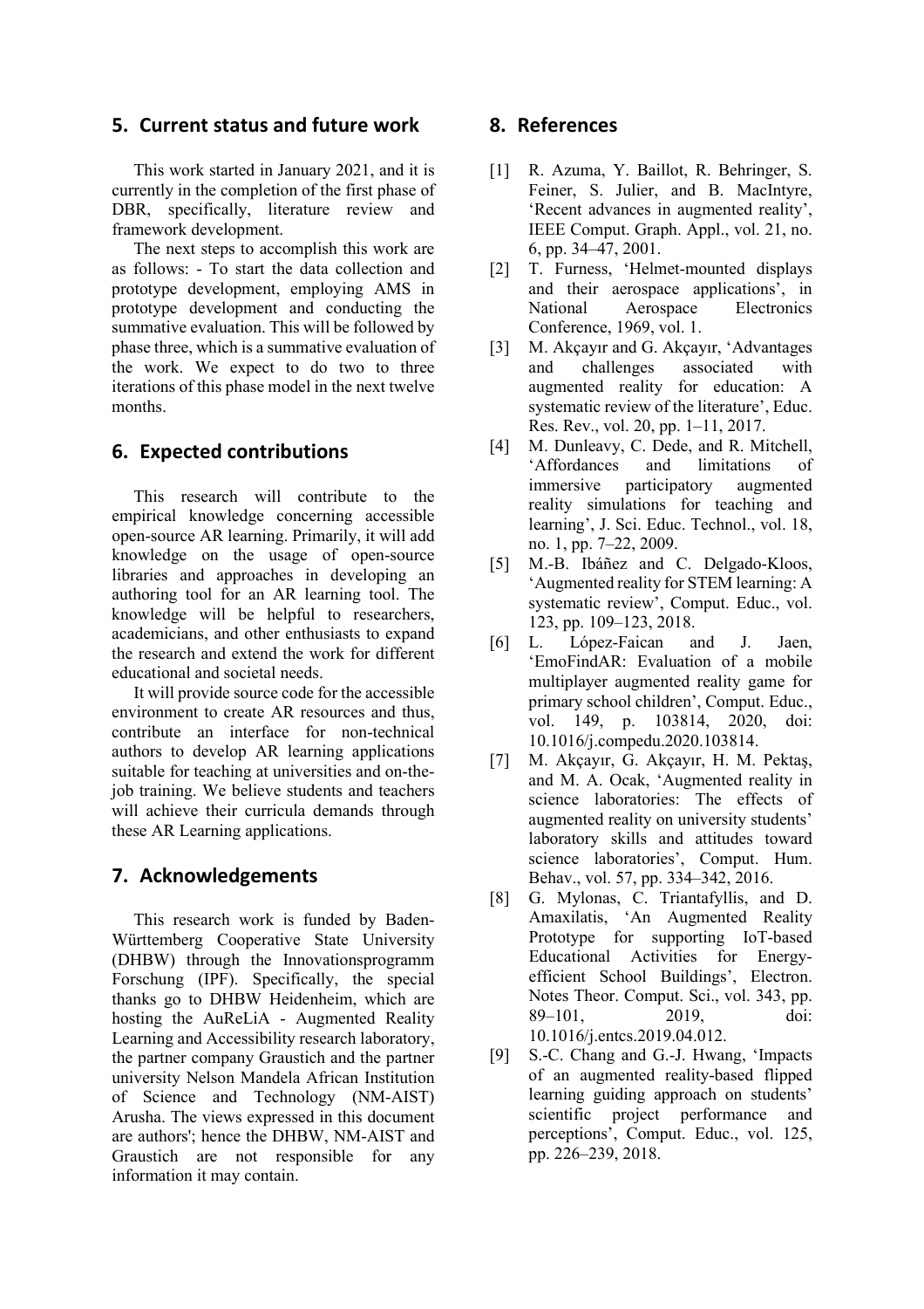## 5. Current status and future work

This work started in January 2021, and it is currently in the completion of the first phase of DBR, specifically, literature review and framework development.

The next steps to accomplish this work are as follows: - To start the data collection and prototype development, employing AMS in prototype development and conducting the summative evaluation. This will be followed by phase three, which is a summative evaluation of the work. We expect to do two to three iterations of this phase model in the next twelve months.

## 6. Expected contributions

This research will contribute to the empirical knowledge concerning accessible open-source AR learning. Primarily, it will add knowledge on the usage of open-source libraries and approaches in developing an authoring tool for an AR learning tool. The knowledge will be helpful to researchers, academicians, and other enthusiasts to expand the research and extend the work for different educational and societal needs.

It will provide source code for the accessible environment to create AR resources and thus, contribute an interface for non-technical authors to develop AR learning applications suitable for teaching at universities and on-the-job training. We believe students and teachers will achieve their curricula demands through these AR Learning applications.

## 7. Acknowledgements

This research work is funded by Baden-Württemberg Cooperative State University (DHBW) through the Innovationsprogramm Forschung (IPF). Specifically, the special thanks go to DHBW Heidenheim, which are hosting the AuReLiA - Augmented Reality Learning and Accessibility research laboratory, the partner company Graustich and the partner university Nelson Mandela African Institution of Science and Technology (NM-AIST) Arusha. The views expressed in this document are authors'; hence the DHBW, NM-AIST and Graustich are not responsible for any information it may contain.

## 8. References

[1] R. Azuma, Y. Baillot, R. Behringer, S. Feiner, S. Julier, and B. MacIntyre, 'Recent advances in augmented reality', IEEE Comput. Graph. Appl., vol. 21, no. 6, pp. 34–47, 2001.

[2] T. Furness, 'Helmet-mounted displays and their aerospace applications', in National Aerospace Electronics Conference, 1969, vol. 1.

[3] M. Akçayır and G. Akçayır, 'Advantages and challenges associated with augmented reality for education: A systematic review of the literature', Educ. Res. Rev., vol. 20, pp. 1–11, 2017.

[4] M. Dunleavy, C. Dede, and R. Mitchell, 'Affordances and limitations of immersive participatory augmented reality simulations for teaching and learning', J. Sci. Educ. Technol., vol. 18, no. 1, pp. 7–22, 2009.

[5] M.-B. Ibáñez and C. Delgado-Kloos, 'Augmented reality for STEM learning: A systematic review', Comput. Educ., vol. 123, pp. 109–123, 2018.

[6] L. López-Faican and J. Jaen, 'EmoFindAR: Evaluation of a mobile multiplayer augmented reality game for primary school children', Comput. Educ., vol. 149, p. 103814, 2020, doi: 10.1016/j.compedu.2020.103814.

[7] M. Akçayır, G. Akçayır, H. M. Pektaş, and M. A. Ocak, 'Augmented reality in science laboratories: The effects of augmented reality on university students' laboratory skills and attitudes toward science laboratories', Comput. Hum. Behav., vol. 57, pp. 334–342, 2016.

[8] G. Mylonas, C. Triantafyllis, and D. Amaxilatis, 'An Augmented Reality Prototype for supporting IoT-based Educational Activities for Energy-efficient School Buildings', Electron. Notes Theor. Comput. Sci., vol. 343, pp. 89–101, 2019, doi: 10.1016/j.entcs.2019.04.012.

[9] S.-C. Chang and G.-J. Hwang, 'Impacts of an augmented reality-based flipped learning guiding approach on students' scientific project performance and perceptions', Comput. Educ., vol. 125, pp. 226–239, 2018.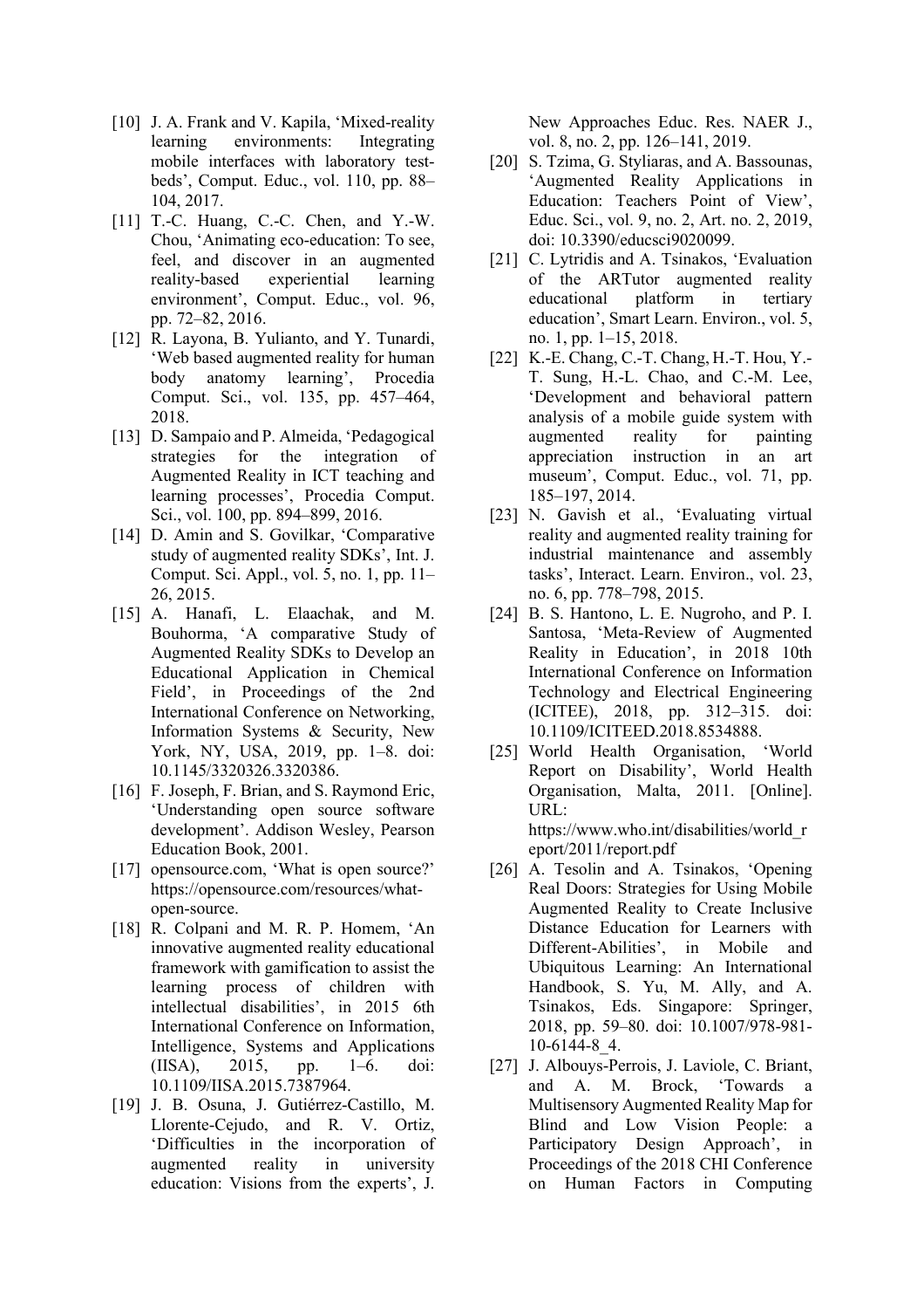[10] J. A. Frank and V. Kapila, ‘Mixed-reality learning environments: Integrating mobile interfaces with laboratory test-beds’, Comput. Educ., vol. 110, pp. 88–104, 2017.

[11] T.-C. Huang, C.-C. Chen, and Y.-W. Chou, ‘Animating eco-education: To see, feel, and discover in an augmented reality-based experiential learning environment’, Comput. Educ., vol. 96, pp. 72–82, 2016.

[12] R. Layona, B. Yulianto, and Y. Tunardi, ‘Web based augmented reality for human body anatomy learning’, Procedia Comput. Sci., vol. 135, pp. 457–464, 2018.

[13] D. Sampaio and P. Almeida, ‘Pedagogical strategies for the integration of Augmented Reality in ICT teaching and learning processes’, Procedia Comput. Sci., vol. 100, pp. 894–899, 2016.

[14] D. Amin and S. Govilkar, ‘Comparative study of augmented reality SDKs’, Int. J. Comput. Sci. Appl., vol. 5, no. 1, pp. 11–26, 2015.

[15] A. Hanafi, L. Elaachak, and M. Bouhorma, ‘A comparative Study of Augmented Reality SDKs to Develop an Educational Application in Chemical Field’, in Proceedings of the 2nd International Conference on Networking, Information Systems & Security, New York, NY, USA, 2019, pp. 1–8. doi: 10.1145/3320326.3320386.

[16] F. Joseph, F. Brian, and S. Raymond Eric, ‘Understanding open source software development’. Addison Wesley, Pearson Education Book, 2001.

[17] opensource.com, ‘What is open source?’ https://opensource.com/resources/what-open-source.

[18] R. Colpani and M. R. P. Homem, ‘An innovative augmented reality educational framework with gamification to assist the learning process of children with intellectual disabilities’, in 2015 6th International Conference on Information, Intelligence, Systems and Applications (IISA), 2015, pp. 1–6. doi: 10.1109/IISA.2015.7387964.

[19] J. B. Osuna, J. Gutiérrez-Castillo, M. Llorente-Cejudo, and R. V. Ortiz, ‘Difficulties in the incorporation of augmented reality in university education: Visions from the experts’, J. New Approaches Educ. Res. NAER J., vol. 8, no. 2, pp. 126–141, 2019.

[20] S. Tzima, G. Styliaras, and A. Bassounas, ‘Augmented Reality Applications in Education: Teachers Point of View’, Educ. Sci., vol. 9, no. 2, Art. no. 2, 2019, doi: 10.3390/educsci9020099.

[21] C. Lytridis and A. Tsinakos, ‘Evaluation of the ARTutor augmented reality educational platform in tertiary education’, Smart Learn. Environ., vol. 5, no. 1, pp. 1–15, 2018.

[22] K.-E. Chang, C.-T. Chang, H.-T. Hou, Y.-T. Sung, H.-L. Chao, and C.-M. Lee, ‘Development and behavioral pattern analysis of a mobile guide system with augmented reality for painting appreciation instruction in an art museum’, Comput. Educ., vol. 71, pp. 185–197, 2014.

[23] N. Gavish et al., ‘Evaluating virtual reality and augmented reality training for industrial maintenance and assembly tasks’, Interact. Learn. Environ., vol. 23, no. 6, pp. 778–798, 2015.

[24] B. S. Hantono, L. E. Nugroho, and P. I. Santosa, ‘Meta-Review of Augmented Reality in Education’, in 2018 10th International Conference on Information Technology and Electrical Engineering (ICITEE), 2018, pp. 312–315. doi: 10.1109/ICITEED.2018.8534888.

[25] World Health Organisation, ‘World Report on Disability’, World Health Organisation, Malta, 2011. [Online]. URL: https://www.who.int/disabilities/world_report/2011/report.pdf

[26] A. Tesolin and A. Tsinakos, ‘Opening Real Doors: Strategies for Using Mobile Augmented Reality to Create Inclusive Distance Education for Learners with Different-Abilities’, in Mobile and Ubiquitous Learning: An International Handbook, S. Yu, M. Ally, and A. Tsinakos, Eds. Singapore: Springer, 2018, pp. 59–80. doi: 10.1007/978-981-10-6144-8_4.

[27] J. Albouys-Perrois, J. Laviole, C. Briant, and A. M. Brock, ‘Towards a Multisensory Augmented Reality Map for Blind and Low Vision People: a Participatory Design Approach’, in Proceedings of the 2018 CHI Conference on Human Factors in Computing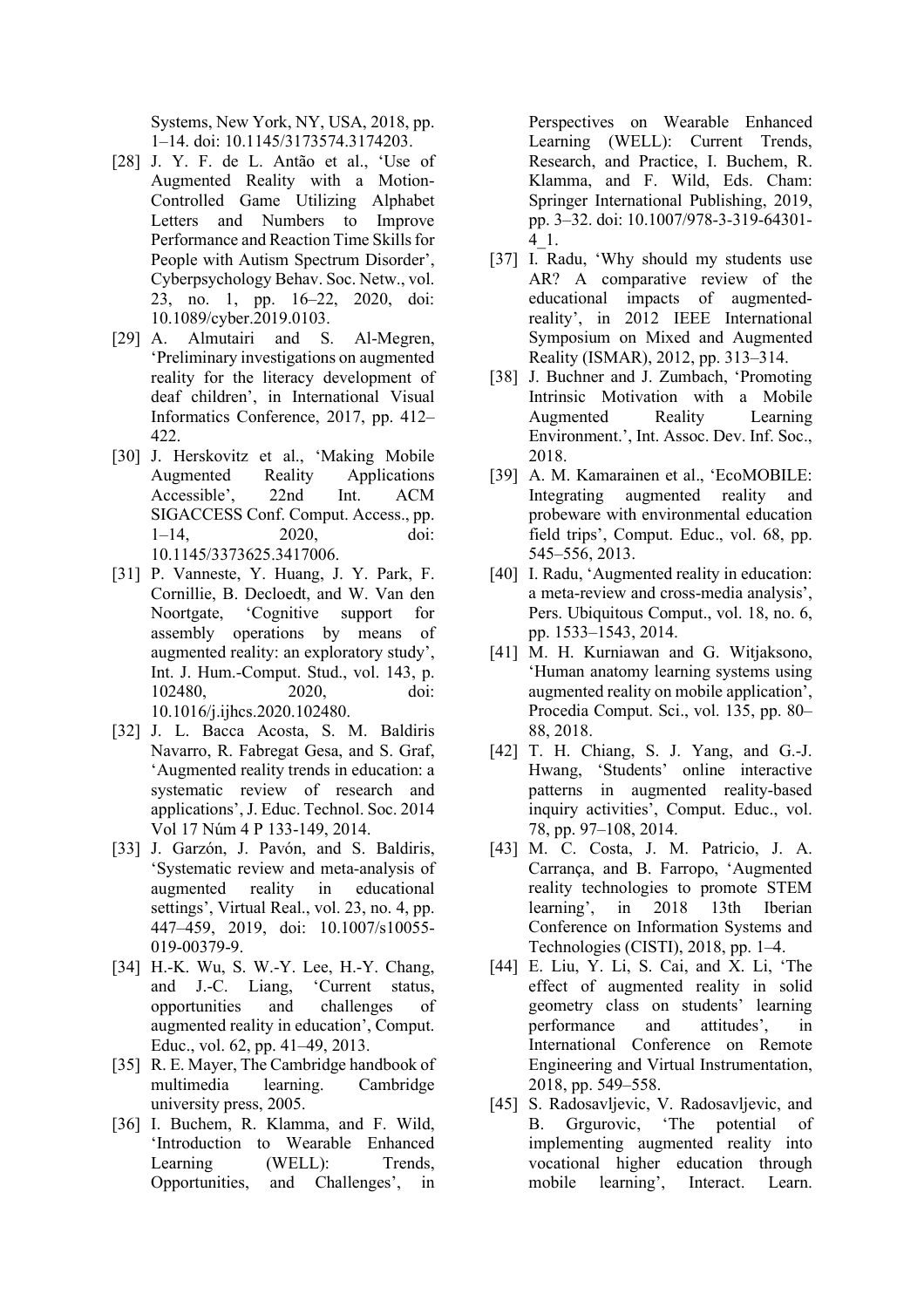Systems, New York, NY, USA, 2018, pp. 1–14. doi: 10.1145/3173574.3174203.

[28] J. Y. F. de L. Antão et al., 'Use of Augmented Reality with a Motion-Controlled Game Utilizing Alphabet Letters and Numbers to Improve Performance and Reaction Time Skills for People with Autism Spectrum Disorder', Cyberpsychology Behav. Soc. Netw., vol. 23, no. 1, pp. 16–22, 2020, doi: 10.1089/cyber.2019.0103.

[29] A. Almutairi and S. Al-Megren, 'Preliminary investigations on augmented reality for the literacy development of deaf children', in International Visual Informatics Conference, 2017, pp. 412–422.

[30] J. Herskovitz et al., 'Making Mobile Augmented Reality Applications Accessible', 22nd Int. ACM SIGACCESS Conf. Comput. Access., pp. 1–14, 2020, doi: 10.1145/3373625.3417006.

[31] P. Vanneste, Y. Huang, J. Y. Park, F. Cornillie, B. Decloedt, and W. Van den Noortgate, 'Cognitive support for assembly operations by means of augmented reality: an exploratory study', Int. J. Hum.-Comput. Stud., vol. 143, p. 102480, 2020, doi: 10.1016/j.ijhcs.2020.102480.

[32] J. L. Bacca Acosta, S. M. Baldiris Navarro, R. Fabregat Gesa, and S. Graf, 'Augmented reality trends in education: a systematic review of research and applications', J. Educ. Technol. Soc. 2014 Vol 17 Núm 4 P 133-149, 2014.

[33] J. Garzón, J. Pavón, and S. Baldiris, 'Systematic review and meta-analysis of augmented reality in educational settings', Virtual Real., vol. 23, no. 4, pp. 447–459, 2019, doi: 10.1007/s10055-019-00379-9.

[34] H.-K. Wu, S. W.-Y. Lee, H.-Y. Chang, and J.-C. Liang, 'Current status, opportunities and challenges of augmented reality in education', Comput. Educ., vol. 62, pp. 41–49, 2013.

[35] R. E. Mayer, The Cambridge handbook of multimedia learning. Cambridge university press, 2005.

[36] I. Buchem, R. Klamma, and F. Wild, 'Introduction to Wearable Enhanced Learning (WELL): Trends, Opportunities, and Challenges', in Perspectives on Wearable Enhanced Learning (WELL): Current Trends, Research, and Practice, I. Buchem, R. Klamma, and F. Wild, Eds. Cham: Springer International Publishing, 2019, pp. 3–32. doi: 10.1007/978-3-319-64301-4_1.

[37] I. Radu, 'Why should my students use AR? A comparative review of the educational impacts of augmented-reality', in 2012 IEEE International Symposium on Mixed and Augmented Reality (ISMAR), 2012, pp. 313–314.

[38] J. Buchner and J. Zumbach, 'Promoting Intrinsic Motivation with a Mobile Augmented Reality Learning Environment.', Int. Assoc. Dev. Inf. Soc., 2018.

[39] A. M. Kamarainen et al., 'EcoMOBILE: Integrating augmented reality and probeware with environmental education field trips', Comput. Educ., vol. 68, pp. 545–556, 2013.

[40] I. Radu, 'Augmented reality in education: a meta-review and cross-media analysis', Pers. Ubiquitous Comput., vol. 18, no. 6, pp. 1533–1543, 2014.

[41] M. H. Kurniawan and G. Witjaksono, 'Human anatomy learning systems using augmented reality on mobile application', Procedia Comput. Sci., vol. 135, pp. 80–88, 2018.

[42] T. H. Chiang, S. J. Yang, and G.-J. Hwang, 'Students' online interactive patterns in augmented reality-based inquiry activities', Comput. Educ., vol. 78, pp. 97–108, 2014.

[43] M. C. Costa, J. M. Patricio, J. A. Carrança, and B. Farropo, 'Augmented reality technologies to promote STEM learning', in 2018 13th Iberian Conference on Information Systems and Technologies (CISTI), 2018, pp. 1–4.

[44] E. Liu, Y. Li, S. Cai, and X. Li, 'The effect of augmented reality in solid geometry class on students' learning performance and attitudes', in International Conference on Remote Engineering and Virtual Instrumentation, 2018, pp. 549–558.

[45] S. Radosavljevic, V. Radosavljevic, and B. Grgurovic, 'The potential of implementing augmented reality into vocational higher education through mobile learning', Interact. Learn.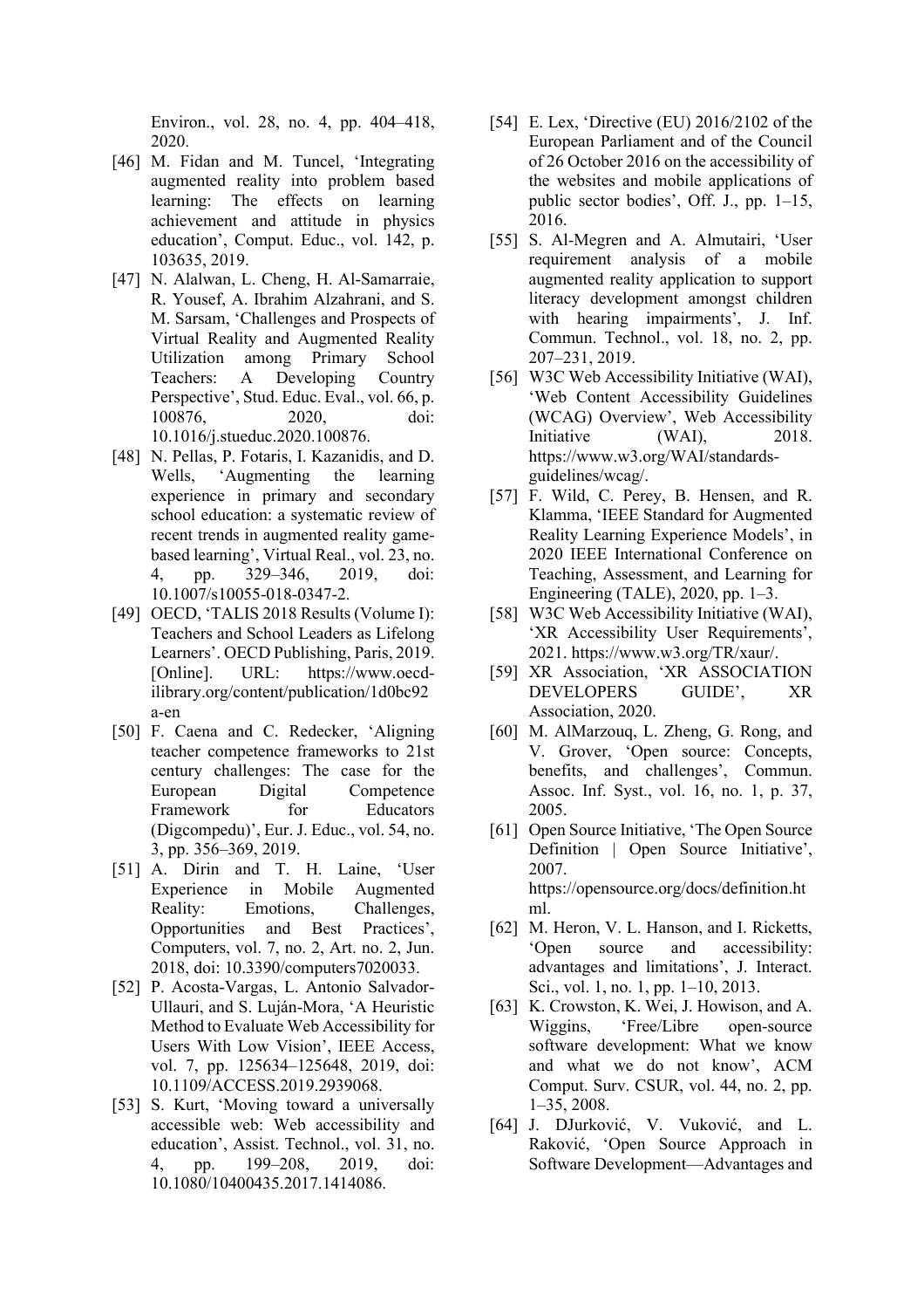Environ., vol. 28, no. 4, pp. 404–418, 2020.

[46] M. Fidan and M. Tuncel, 'Integrating augmented reality into problem based learning: The effects on learning achievement and attitude in physics education', Comput. Educ., vol. 142, p. 103635, 2019.

[47] N. Alalwan, L. Cheng, H. Al-Samarraie, R. Yousef, A. Ibrahim Alzahrani, and S. M. Sarsam, 'Challenges and Prospects of Virtual Reality and Augmented Reality Utilization among Primary School Teachers: A Developing Country Perspective', Stud. Educ. Eval., vol. 66, p. 100876, 2020, doi: 10.1016/j.stueduc.2020.100876.

[48] N. Pellas, P. Fotaris, I. Kazanidis, and D. Wells, 'Augmenting the learning experience in primary and secondary school education: a systematic review of recent trends in augmented reality game-based learning', Virtual Real., vol. 23, no. 4, pp. 329–346, 2019, doi: 10.1007/s10055-018-0347-2.

[49] OECD, 'TALIS 2018 Results (Volume I): Teachers and School Leaders as Lifelong Learners'. OECD Publishing, Paris, 2019. [Online]. URL: https://www.oecd-ilibrary.org/content/publication/1d0bc92a-en

[50] F. Caena and C. Redecker, 'Aligning teacher competence frameworks to 21st century challenges: The case for the European Digital Competence Framework for Educators (Digcompedu)', Eur. J. Educ., vol. 54, no. 3, pp. 356–369, 2019.

[51] A. Dirin and T. H. Laine, 'User Experience in Mobile Augmented Reality: Emotions, Challenges, Opportunities and Best Practices', Computers, vol. 7, no. 2, Art. no. 2, Jun. 2018, doi: 10.3390/computers7020033.

[52] P. Acosta-Vargas, L. Antonio Salvador-Ullauri, and S. Luján-Mora, 'A Heuristic Method to Evaluate Web Accessibility for Users With Low Vision', IEEE Access, vol. 7, pp. 125634–125648, 2019, doi: 10.1109/ACCESS.2019.2939068.

[53] S. Kurt, 'Moving toward a universally accessible web: Web accessibility and education', Assist. Technol., vol. 31, no. 4, pp. 199–208, 2019, doi: 10.1080/10400435.2017.1414086.

[54] E. Lex, 'Directive (EU) 2016/2102 of the European Parliament and of the Council of 26 October 2016 on the accessibility of the websites and mobile applications of public sector bodies', Off. J., pp. 1–15, 2016.

[55] S. Al-Megren and A. Almutairi, 'User requirement analysis of a mobile augmented reality application to support literacy development amongst children with hearing impairments', J. Inf. Commun. Technol., vol. 18, no. 2, pp. 207–231, 2019.

[56] W3C Web Accessibility Initiative (WAI), 'Web Content Accessibility Guidelines (WCAG) Overview', Web Accessibility Initiative (WAI), 2018. https://www.w3.org/WAI/standards-guidelines/wcag/.

[57] F. Wild, C. Perey, B. Hensen, and R. Klamma, 'IEEE Standard for Augmented Reality Learning Experience Models', in 2020 IEEE International Conference on Teaching, Assessment, and Learning for Engineering (TALE), 2020, pp. 1–3.

[58] W3C Web Accessibility Initiative (WAI), 'XR Accessibility User Requirements', 2021. https://www.w3.org/TR/xaur/.

[59] XR Association, 'XR ASSOCIATION DEVELOPERS GUIDE', XR Association, 2020.

[60] M. AlMarzouq, L. Zheng, G. Rong, and V. Grover, 'Open source: Concepts, benefits, and challenges', Commun. Assoc. Inf. Syst., vol. 16, no. 1, p. 37, 2005.

[61] Open Source Initiative, 'The Open Source Definition | Open Source Initiative', 2007. https://opensource.org/docs/definition.html.

[62] M. Heron, V. L. Hanson, and I. Ricketts, 'Open source and accessibility: advantages and limitations', J. Interact. Sci., vol. 1, no. 1, pp. 1–10, 2013.

[63] K. Crowston, K. Wei, J. Howison, and A. Wiggins, 'Free/Libre open-source software development: What we know and what we do not know', ACM Comput. Surv. CSUR, vol. 44, no. 2, pp. 1–35, 2008.

[64] J. DJurković, V. Vuković, and L. Raković, 'Open Source Approach in Software Development—Advantages and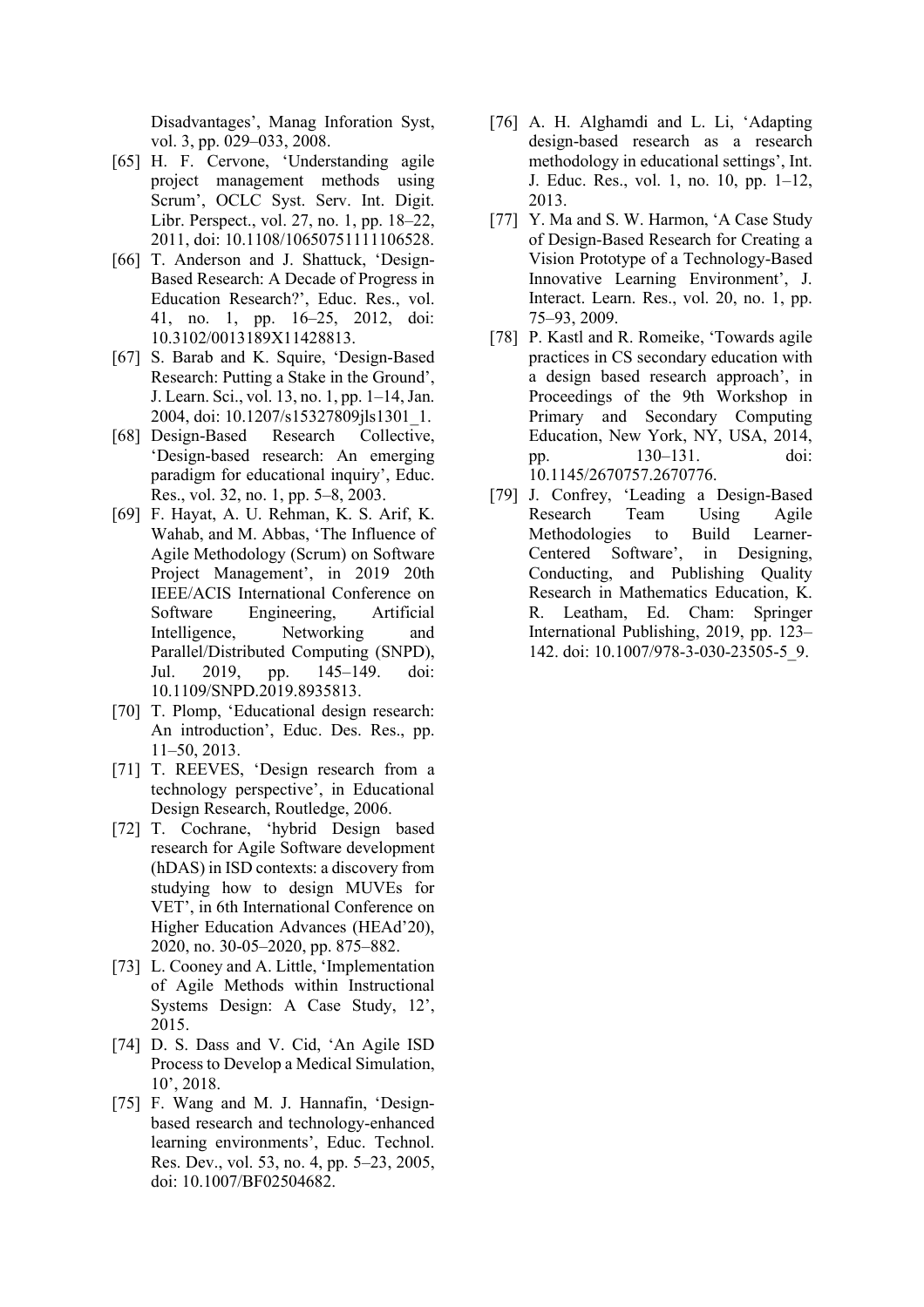Disadvantages', Manag Inforation Syst, vol. 3, pp. 029–033, 2008.

[65] H. F. Cervone, 'Understanding agile project management methods using Scrum', OCLC Syst. Serv. Int. Digit. Libr. Perspect., vol. 27, no. 1, pp. 18–22, 2011, doi: 10.1108/10650751111106528.

[66] T. Anderson and J. Shattuck, 'Design-Based Research: A Decade of Progress in Education Research?', Educ. Res., vol. 41, no. 1, pp. 16–25, 2012, doi: 10.3102/0013189X11428813.

[67] S. Barab and K. Squire, 'Design-Based Research: Putting a Stake in the Ground', J. Learn. Sci., vol. 13, no. 1, pp. 1–14, Jan. 2004, doi: 10.1207/s15327809jls1301_1.

[68] Design-Based Research Collective, 'Design-based research: An emerging paradigm for educational inquiry', Educ. Res., vol. 32, no. 1, pp. 5–8, 2003.

[69] F. Hayat, A. U. Rehman, K. S. Arif, K. Wahab, and M. Abbas, 'The Influence of Agile Methodology (Scrum) on Software Project Management', in 2019 20th IEEE/ACIS International Conference on Software Engineering, Artificial Intelligence, Networking and Parallel/Distributed Computing (SNPD), Jul. 2019, pp. 145–149. doi: 10.1109/SNPD.2019.8935813.

[70] T. Plomp, 'Educational design research: An introduction', Educ. Des. Res., pp. 11–50, 2013.

[71] T. REEVES, 'Design research from a technology perspective', in Educational Design Research, Routledge, 2006.

[72] T. Cochrane, 'hybrid Design based research for Agile Software development (hDAS) in ISD contexts: a discovery from studying how to design MUVEs for VET', in 6th International Conference on Higher Education Advances (HEAd'20), 2020, no. 30-05–2020, pp. 875–882.

[73] L. Cooney and A. Little, 'Implementation of Agile Methods within Instructional Systems Design: A Case Study, 12', 2015.

[74] D. S. Dass and V. Cid, 'An Agile ISD Process to Develop a Medical Simulation, 10', 2018.

[75] F. Wang and M. J. Hannafin, 'Design-based research and technology-enhanced learning environments', Educ. Technol. Res. Dev., vol. 53, no. 4, pp. 5–23, 2005, doi: 10.1007/BF02504682.

[76] A. H. Alghamdi and L. Li, 'Adapting design-based research as a research methodology in educational settings', Int. J. Educ. Res., vol. 1, no. 10, pp. 1–12, 2013.

[77] Y. Ma and S. W. Harmon, 'A Case Study of Design-Based Research for Creating a Vision Prototype of a Technology-Based Innovative Learning Environment', J. Interact. Learn. Res., vol. 20, no. 1, pp. 75–93, 2009.

[78] P. Kastl and R. Romeike, 'Towards agile practices in CS secondary education with a design based research approach', in Proceedings of the 9th Workshop in Primary and Secondary Computing Education, New York, NY, USA, 2014, pp. 130–131. doi: 10.1145/2670757.2670776.

[79] J. Confrey, 'Leading a Design-Based Research Team Using Agile Methodologies to Build Learner-Centered Software', in Designing, Conducting, and Publishing Quality Research in Mathematics Education, K. R. Leatham, Ed. Cham: Springer International Publishing, 2019, pp. 123–142. doi: 10.1007/978-3-030-23505-5_9.